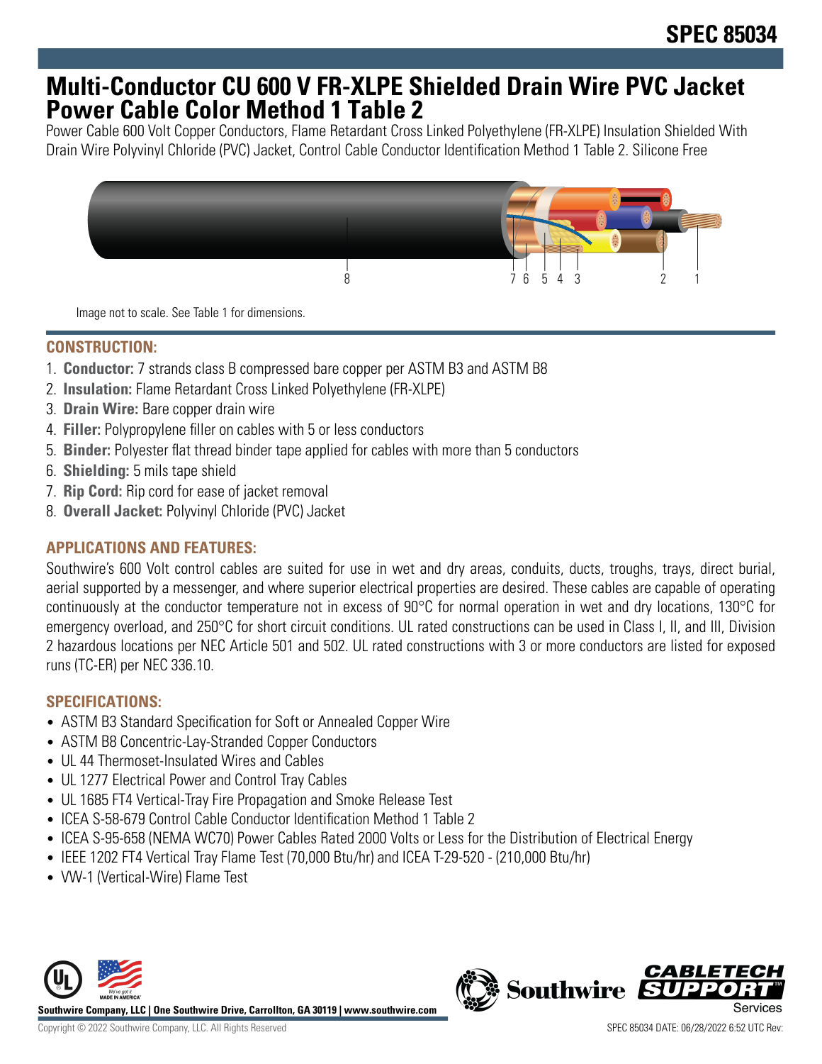# SPEC 85034

# Multi-Conductor CU 600 V FR-XLPE Shielded Drain Wire PVC Jacket Power Cable Color Method 1 Table 2

Power Cable 600 Volt Copper Conductors, Flame Retardant Cross Linked Polyethylene (FR-XLPE) Insulation Shielded With Drain Wire Polyvinyl Chloride (PVC) Jacket, Control Cable Conductor Identification Method 1 Table 2. Silicone Free

Image not to scale. See Table 1 for dimensions.

## CONSTRUCTION:

1. **Conductor:** 7 strands class B compressed bare copper per ASTM B3 and ASTM B8
2. **Insulation:** Flame Retardant Cross Linked Polyethylene (FR-XLPE)
3. **Drain Wire:** Bare copper drain wire
4. **Filler:** Polypropylene filler on cables with 5 or less conductors
5. **Binder:** Polyester flat thread binder tape applied for cables with more than 5 conductors
6. **Shielding:** 5 mils tape shield
7. **Rip Cord:** Rip cord for ease of jacket removal
8. **Overall Jacket:** Polyvinyl Chloride (PVC) Jacket

## APPLICATIONS AND FEATURES:

Southwire's 600 Volt control cables are suited for use in wet and dry areas, conduits, ducts, troughs, trays, direct burial, aerial supported by a messenger, and where superior electrical properties are desired. These cables are capable of operating continuously at the conductor temperature not in excess of 90°C for normal operation in wet and dry locations, 130°C for emergency overload, and 250°C for short circuit conditions. UL rated constructions can be used in Class I, II, and III, Division 2 hazardous locations per NEC Article 501 and 502. UL rated constructions with 3 or more conductors are listed for exposed runs (TC-ER) per NEC 336.10.

## SPECIFICATIONS:

- ASTM B3 Standard Specification for Soft or Annealed Copper Wire
- ASTM B8 Concentric-Lay-Stranded Copper Conductors
- UL 44 Thermoset-Insulated Wires and Cables
- UL 1277 Electrical Power and Control Tray Cables
- UL 1685 FT4 Vertical-Tray Fire Propagation and Smoke Release Test
- ICEA S-58-679 Control Cable Conductor Identification Method 1 Table 2
- ICEA S-95-658 (NEMA WC70) Power Cables Rated 2000 Volts or Less for the Distribution of Electrical Energy
- IEEE 1202 FT4 Vertical Tray Flame Test (70,000 Btu/hr) and ICEA T-29-520 - (210,000 Btu/hr)
- VW-1 (Vertical-Wire) Flame Test

Southwire Company, LLC | One Southwire Drive, Carrollton, GA 30119 | www.southwire.com

Copyright © 2022 Southwire Company, LLC. All Rights Reserved

SPEC 85034 DATE: 06/28/2022 6:52 UTC Rev: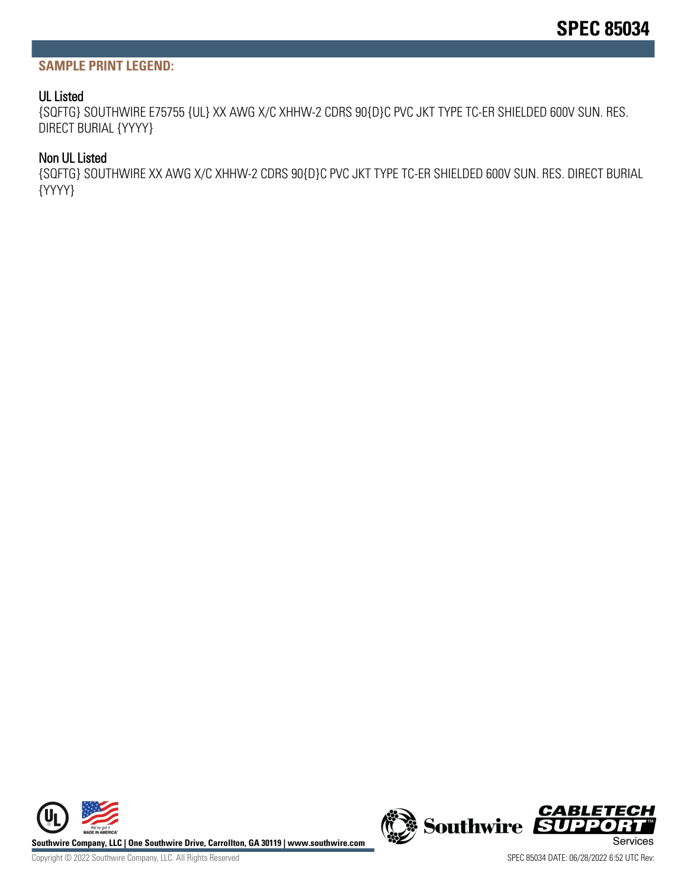## SAMPLE PRINT LEGEND:

### UL Listed

{SQFTG} SOUTHWIRE E75755 {UL} XX AWG X/C XHHW-2 CDRS 90{D}C PVC JKT TYPE TC-ER SHIELDED 600V SUN. RES. DIRECT BURIAL {YYYY}

### Non UL Listed

{SQFTG} SOUTHWIRE XX AWG X/C XHHW-2 CDRS 90{D}C PVC JKT TYPE TC-ER SHIELDED 600V SUN. RES. DIRECT BURIAL {YYYY}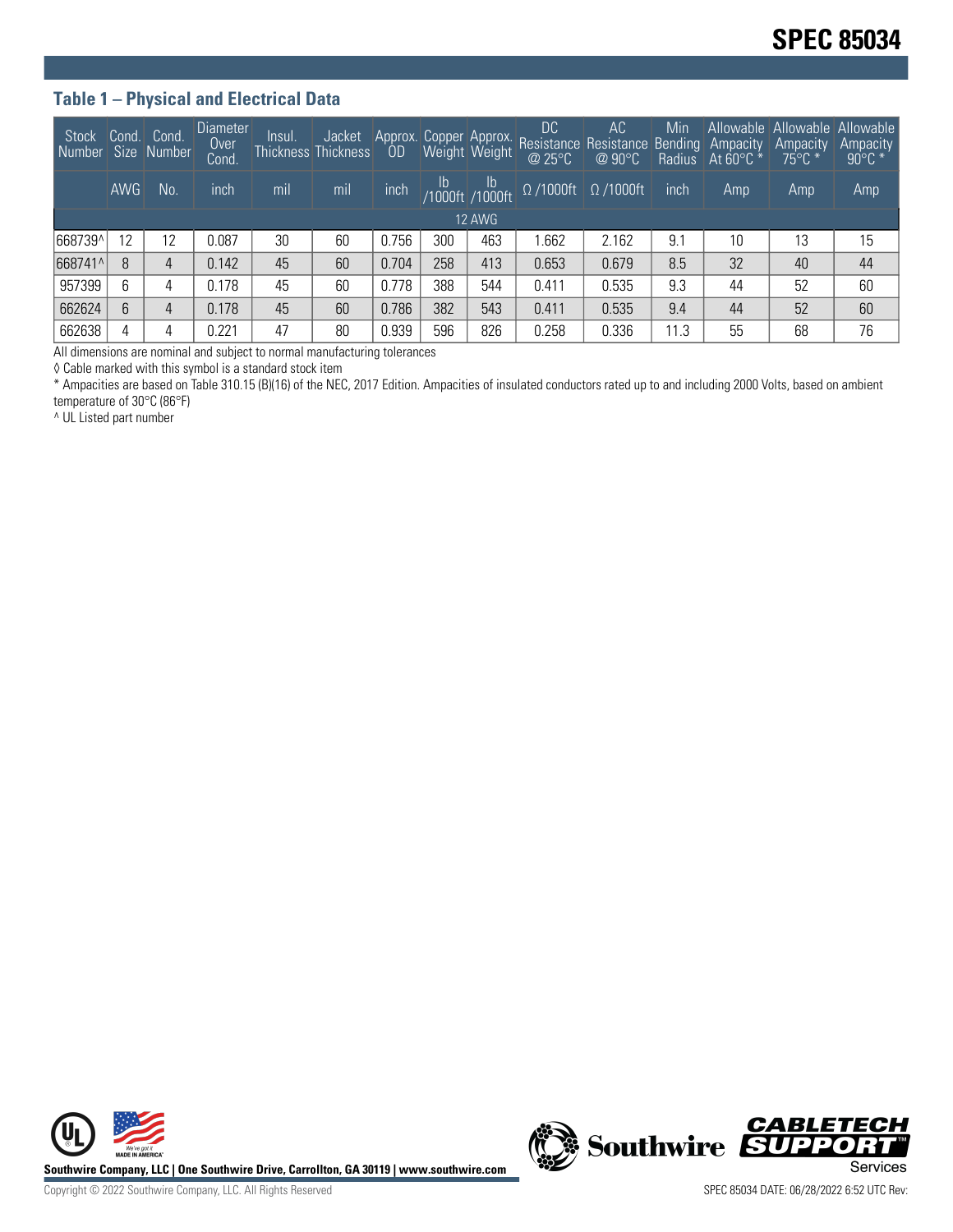## Table 1 – Physical and Electrical Data

| Stock Number | Cond. Size | Cond. Number | Diameter Over Cond. | Insul. Thickness | Jacket Thickness | Approx. OD | Copper Weight | Approx. Weight | DC Resistance @ 25°C | AC Resistance @ 90°C | Min Bending Radius | Allowable Ampacity At 60°C * | Allowable Ampacity 75°C * | Allowable Ampacity 90°C * |
|---|---|---|---|---|---|---|---|---|---|---|---|---|---|---|
| | AWG | No. | inch | mil | mil | inch | lb /1000ft | lb /1000ft | Ω /1000ft | Ω /1000ft | inch | Amp | Amp | Amp |
| 12 AWG | | | | | | | | | | | | | | |
| 668739^ | 12 | 12 | 0.087 | 30 | 60 | 0.756 | 300 | 463 | 1.662 | 2.162 | 9.1 | 10 | 13 | 15 |
| 668741^ | 8 | 4 | 0.142 | 45 | 60 | 0.704 | 258 | 413 | 0.653 | 0.679 | 8.5 | 32 | 40 | 44 |
| 957399 | 6 | 4 | 0.178 | 45 | 60 | 0.778 | 388 | 544 | 0.411 | 0.535 | 9.3 | 44 | 52 | 60 |
| 662624 | 6 | 4 | 0.178 | 45 | 60 | 0.786 | 382 | 543 | 0.411 | 0.535 | 9.4 | 44 | 52 | 60 |
| 662638 | 4 | 4 | 0.221 | 47 | 80 | 0.939 | 596 | 826 | 0.258 | 0.336 | 11.3 | 55 | 68 | 76 |

All dimensions are nominal and subject to normal manufacturing tolerances

◊ Cable marked with this symbol is a standard stock item

* Ampacities are based on Table 310.15 (B)(16) of the NEC, 2017 Edition. Ampacities of insulated conductors rated up to and including 2000 Volts, based on ambient temperature of 30°C (86°F)

^ UL Listed part number

Southwire Company, LLC | One Southwire Drive, Carrollton, GA 30119 | www.southwire.com

Copyright © 2022 Southwire Company, LLC. All Rights Reserved

SPEC 85034 DATE: 06/28/2022 6:52 UTC Rev: